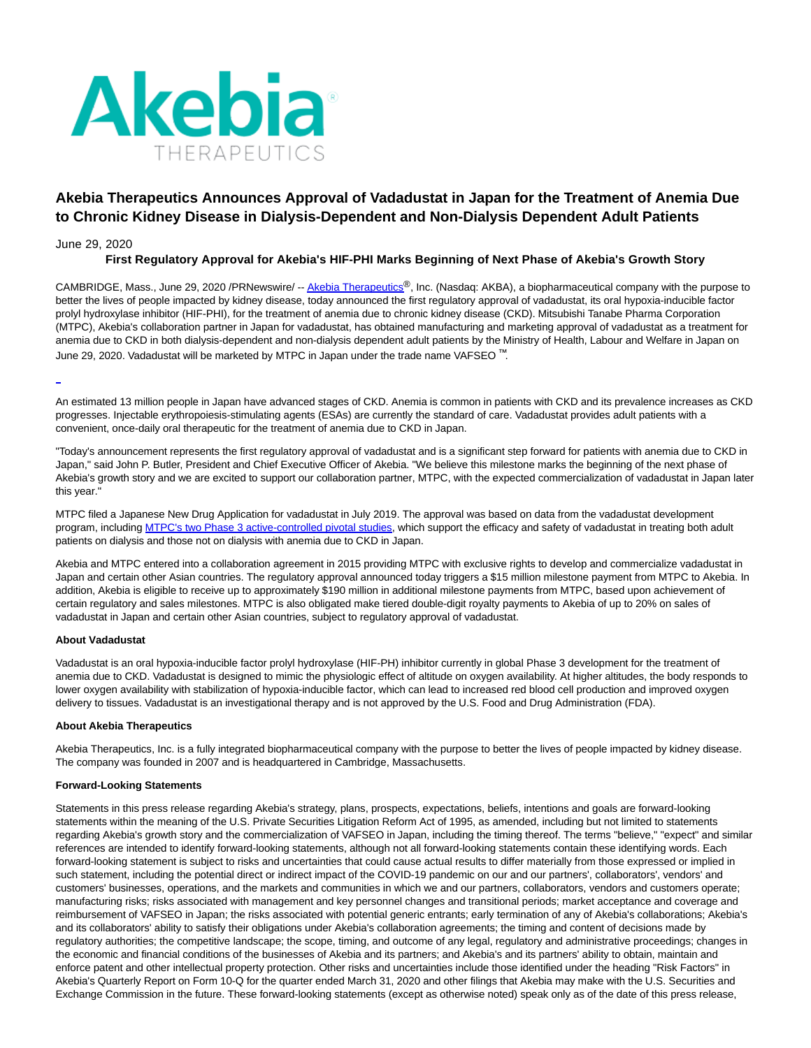# Akebia Therapeutics Announces Approval of Vadadustat in Japan for the Treatment of Anemia Due to Chronic Kidney Disease in Dialysis-Dependent and Non-Dialysis Dependent Adult Patients

June 29, 2020

**First Regulatory Approval for Akebia's HIF-PHI Marks Beginning of Next Phase of Akebia's Growth Story**

CAMBRIDGE, Mass., June 29, 2020 /PRNewswire/ -- Akebia Therapeutics®, Inc. (Nasdaq: AKBA), a biopharmaceutical company with the purpose to better the lives of people impacted by kidney disease, today announced the first regulatory approval of vadadustat, its oral hypoxia-inducible factor prolyl hydroxylase inhibitor (HIF-PHI), for the treatment of anemia due to chronic kidney disease (CKD). Mitsubishi Tanabe Pharma Corporation (MTPC), Akebia's collaboration partner in Japan for vadadustat, has obtained manufacturing and marketing approval of vadadustat as a treatment for anemia due to CKD in both dialysis-dependent and non-dialysis dependent adult patients by the Ministry of Health, Labour and Welfare in Japan on June 29, 2020. Vadadustat will be marketed by MTPC in Japan under the trade name VAFSEO ™.

An estimated 13 million people in Japan have advanced stages of CKD. Anemia is common in patients with CKD and its prevalence increases as CKD progresses. Injectable erythropoiesis-stimulating agents (ESAs) are currently the standard of care. Vadadustat provides adult patients with a convenient, once-daily oral therapeutic for the treatment of anemia due to CKD in Japan.

"Today's announcement represents the first regulatory approval of vadadustat and is a significant step forward for patients with anemia due to CKD in Japan," said John P. Butler, President and Chief Executive Officer of Akebia. "We believe this milestone marks the beginning of the next phase of Akebia's growth story and we are excited to support our collaboration partner, MTPC, with the expected commercialization of vadadustat in Japan later this year."

MTPC filed a Japanese New Drug Application for vadadustat in July 2019. The approval was based on data from the vadadustat development program, including MTPC's two Phase 3 active-controlled pivotal studies, which support the efficacy and safety of vadadustat in treating both adult patients on dialysis and those not on dialysis with anemia due to CKD in Japan.

Akebia and MTPC entered into a collaboration agreement in 2015 providing MTPC with exclusive rights to develop and commercialize vadadustat in Japan and certain other Asian countries. The regulatory approval announced today triggers a $15 million milestone payment from MTPC to Akebia. In addition, Akebia is eligible to receive up to approximately $190 million in additional milestone payments from MTPC, based upon achievement of certain regulatory and sales milestones. MTPC is also obligated make tiered double-digit royalty payments to Akebia of up to 20% on sales of vadadustat in Japan and certain other Asian countries, subject to regulatory approval of vadadustat.

**About Vadadustat**

Vadadustat is an oral hypoxia-inducible factor prolyl hydroxylase (HIF-PH) inhibitor currently in global Phase 3 development for the treatment of anemia due to CKD. Vadadustat is designed to mimic the physiologic effect of altitude on oxygen availability. At higher altitudes, the body responds to lower oxygen availability with stabilization of hypoxia-inducible factor, which can lead to increased red blood cell production and improved oxygen delivery to tissues. Vadadustat is an investigational therapy and is not approved by the U.S. Food and Drug Administration (FDA).

**About Akebia Therapeutics**

Akebia Therapeutics, Inc. is a fully integrated biopharmaceutical company with the purpose to better the lives of people impacted by kidney disease. The company was founded in 2007 and is headquartered in Cambridge, Massachusetts.

**Forward-Looking Statements**

Statements in this press release regarding Akebia's strategy, plans, prospects, expectations, beliefs, intentions and goals are forward-looking statements within the meaning of the U.S. Private Securities Litigation Reform Act of 1995, as amended, including but not limited to statements regarding Akebia's growth story and the commercialization of VAFSEO in Japan, including the timing thereof. The terms "believe," "expect" and similar references are intended to identify forward-looking statements, although not all forward-looking statements contain these identifying words. Each forward-looking statement is subject to risks and uncertainties that could cause actual results to differ materially from those expressed or implied in such statement, including the potential direct or indirect impact of the COVID-19 pandemic on our and our partners', collaborators', vendors' and customers' businesses, operations, and the markets and communities in which we and our partners, collaborators, vendors and customers operate; manufacturing risks; risks associated with management and key personnel changes and transitional periods; market acceptance and coverage and reimbursement of VAFSEO in Japan; the risks associated with potential generic entrants; early termination of any of Akebia's collaborations; Akebia's and its collaborators' ability to satisfy their obligations under Akebia's collaboration agreements; the timing and content of decisions made by regulatory authorities; the competitive landscape; the scope, timing, and outcome of any legal, regulatory and administrative proceedings; changes in the economic and financial conditions of the businesses of Akebia and its partners; and Akebia's and its partners' ability to obtain, maintain and enforce patent and other intellectual property protection. Other risks and uncertainties include those identified under the heading "Risk Factors" in Akebia's Quarterly Report on Form 10-Q for the quarter ended March 31, 2020 and other filings that Akebia may make with the U.S. Securities and Exchange Commission in the future. These forward-looking statements (except as otherwise noted) speak only as of the date of this press release,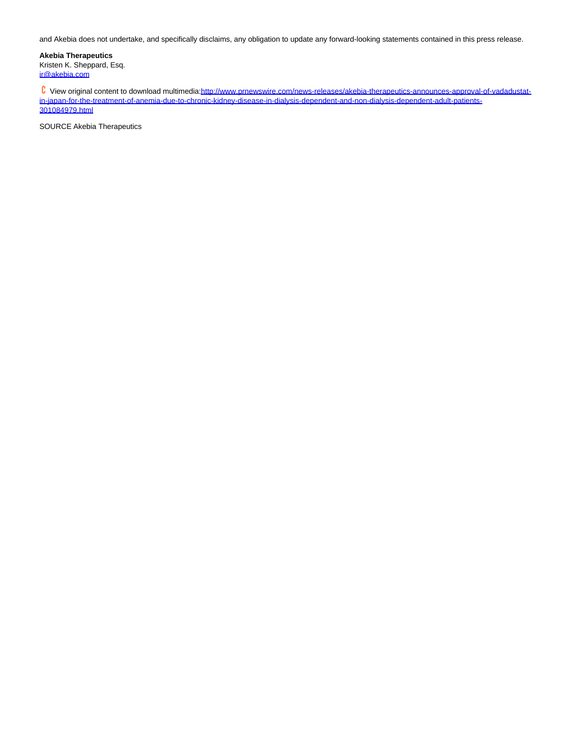and Akebia does not undertake, and specifically disclaims, any obligation to update any forward-looking statements contained in this press release.

**Akebia Therapeutics**
Kristen K. Sheppard, Esq.
ir@akebia.com

View original content to download multimedia: http://www.prnewswire.com/news-releases/akebia-therapeutics-announces-approval-of-vadadustat-in-japan-for-the-treatment-of-anemia-due-to-chronic-kidney-disease-in-dialysis-dependent-and-non-dialysis-dependent-adult-patients-301084979.html

SOURCE Akebia Therapeutics